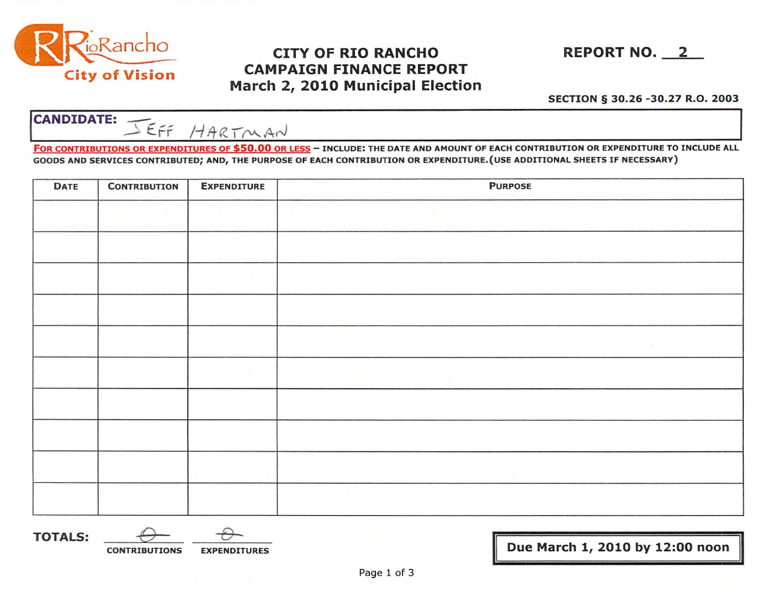RioRancho City of Vision

# CITY OF RIO RANCHO CAMPAIGN FINANCE REPORT March 2, 2010 Municipal Election

**REPORT NO. 2**

**SECTION § 30.26 -30.27 R.O. 2003**

**CANDIDATE:** JEFF HARTMAN

**FOR CONTRIBUTIONS OR EXPENDITURES OF $50.00 OR LESS** – INCLUDE: THE DATE AND AMOUNT OF EACH CONTRIBUTION OR EXPENDITURE TO INCLUDE ALL GOODS AND SERVICES CONTRIBUTED; AND, THE PURPOSE OF EACH CONTRIBUTION OR EXPENDITURE. (USE ADDITIONAL SHEETS IF NECESSARY)

| DATE | CONTRIBUTION | EXPENDITURE | PURPOSE |
|---|---|---|---|
| | | | |
| | | | |
| | | | |
| | | | |
| | | | |
| | | | |
| | | | |
| | | | |
| | | | |
| | | | |

**TOTALS:** 0 (CONTRIBUTIONS) 0 (EXPENDITURES)

**Due March 1, 2010 by 12:00 noon**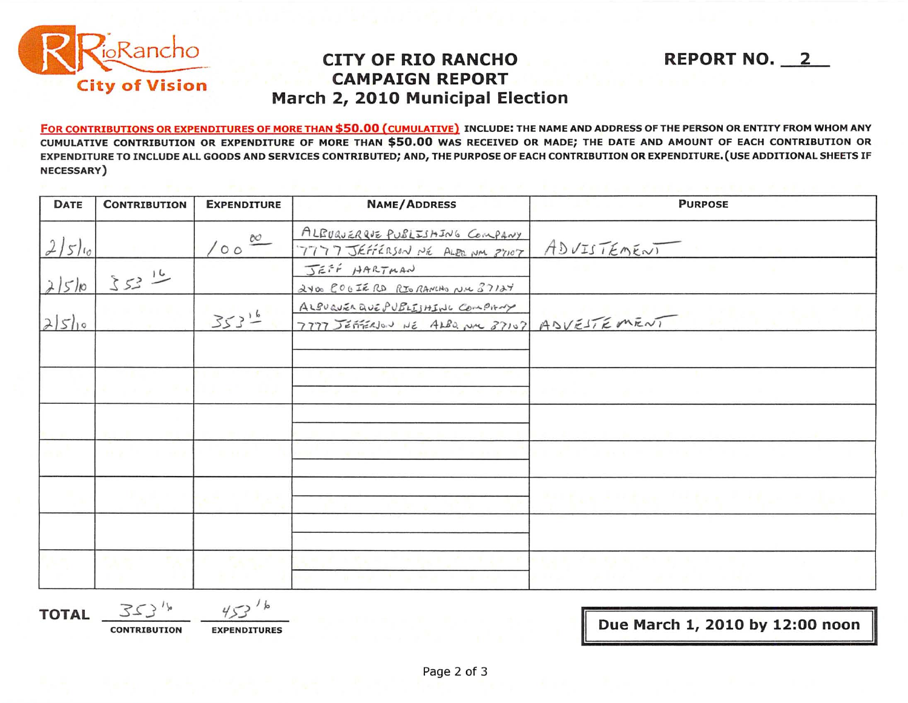RioRancho
City of Vision

# CITY OF RIO RANCHO
## CAMPAIGN REPORT
### March 2, 2010 Municipal Election

**REPORT NO. 2**

**FOR CONTRIBUTIONS OR EXPENDITURES OF MORE THAN $50.00 (CUMULATIVE)** INCLUDE: THE NAME AND ADDRESS OF THE PERSON OR ENTITY FROM WHOM ANY CUMULATIVE CONTRIBUTION OR EXPENDITURE OF MORE THAN $50.00 WAS RECEIVED OR MADE; THE DATE AND AMOUNT OF EACH CONTRIBUTION OR EXPENDITURE TO INCLUDE ALL GOODS AND SERVICES CONTRIBUTED; AND, THE PURPOSE OF EACH CONTRIBUTION OR EXPENDITURE. (USE ADDITIONAL SHEETS IF NECESSARY)

| DATE | CONTRIBUTION | EXPENDITURE | NAME/ADDRESS | PURPOSE |
|---|---|---|---|---|
| 2/5/10 | | 100.00 | ALBUQUERQUE PUBLISHING COMPANY<br>7777 JEFFERSON NE ALBQ NM 87107 | ADVISTEMENT |
| 2/5/10 | 353.16 | | JEFF HARTMAN<br>2400 COGIE RD RIO RANCHO NM 87124 | |
| 2/5/10 | | 353.16 | ALBUQUERQUE PUBLISHING COMPANY<br>7777 JEFFERSON NE ALBQ NM 87107 | ADVESTEMENT |
| | | | | |
| | | | | |
| | | | | |
| | | | | |
| | | | | |
| | | | | |
| | | | | |

**TOTAL** 353.16 (CONTRIBUTION) 453.16 (EXPENDITURES)

**Due March 1, 2010 by 12:00 noon**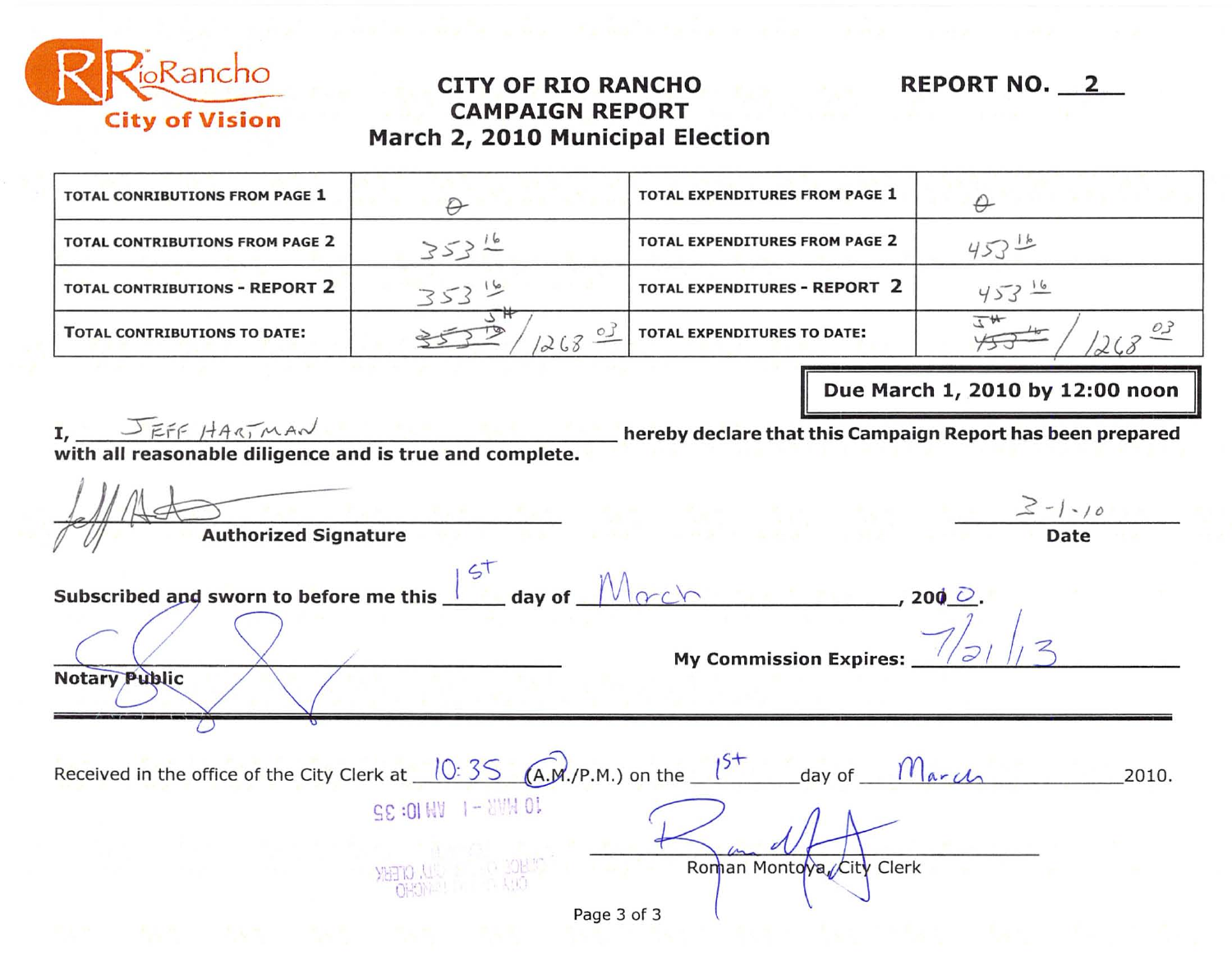RioRancho
**City of Vision**

# CITY OF RIO RANCHO CAMPAIGN REPORT
## March 2, 2010 Municipal Election

**REPORT NO. 2**

| | | | |
|---|---|---|---|
| TOTAL CONRIBUTIONS FROM PAGE 1 | 0 | TOTAL EXPENDITURES FROM PAGE 1 | 0 |
| TOTAL CONTRIBUTIONS FROM PAGE 2 | 353.16 | TOTAL EXPENDITURES FROM PAGE 2 | 453.16 |
| TOTAL CONTRIBUTIONS - REPORT 2 | 353.16 | TOTAL EXPENDITURES - REPORT 2 | 453.16 |
| TOTAL CONTRIBUTIONS TO DATE: | ~~353.16~~ JH / 1268.03 | TOTAL EXPENDITURES TO DATE: | ~~453.16~~ JH / 1268.03 |

**Due March 1, 2010 by 12:00 noon**

**I,** JEFF HARTMAN **hereby declare that this Campaign Report has been prepared with all reasonable diligence and is true and complete.**

[Signature] **Authorized Signature** 3-1-10 **Date**

**Subscribed and sworn to before me this** 1st **day of** March **, 2010.**

[Signature] **Notary Public** **My Commission Expires:** 7/21/13

Received in the office of the City Clerk at 10:35 (A.M./P.M.) on the 1st day of March 2010.

10 MAR -1 AM 10:35

[Signature] Roman Montoya, City Clerk